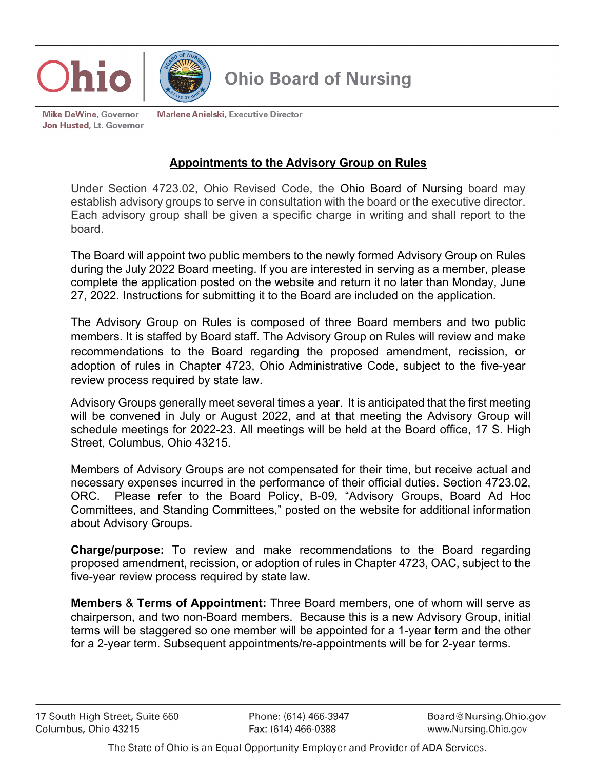Ohio | Ohio Board of Nursing

Mike DeWine, Governor
Jon Husted, Lt. Governor

Marlene Anielski, Executive Director

## Appointments to the Advisory Group on Rules

Under Section 4723.02, Ohio Revised Code, the Ohio Board of Nursing board may establish advisory groups to serve in consultation with the board or the executive director. Each advisory group shall be given a specific charge in writing and shall report to the board.

The Board will appoint two public members to the newly formed Advisory Group on Rules during the July 2022 Board meeting. If you are interested in serving as a member, please complete the application posted on the website and return it no later than Monday, June 27, 2022. Instructions for submitting it to the Board are included on the application.

The Advisory Group on Rules is composed of three Board members and two public members. It is staffed by Board staff. The Advisory Group on Rules will review and make recommendations to the Board regarding the proposed amendment, recission, or adoption of rules in Chapter 4723, Ohio Administrative Code, subject to the five-year review process required by state law.

Advisory Groups generally meet several times a year. It is anticipated that the first meeting will be convened in July or August 2022, and at that meeting the Advisory Group will schedule meetings for 2022-23. All meetings will be held at the Board office, 17 S. High Street, Columbus, Ohio 43215.

Members of Advisory Groups are not compensated for their time, but receive actual and necessary expenses incurred in the performance of their official duties. Section 4723.02, ORC. Please refer to the Board Policy, B-09, "Advisory Groups, Board Ad Hoc Committees, and Standing Committees," posted on the website for additional information about Advisory Groups.

**Charge/purpose:** To review and make recommendations to the Board regarding proposed amendment, recission, or adoption of rules in Chapter 4723, OAC, subject to the five-year review process required by state law.

**Members** & **Terms of Appointment:** Three Board members, one of whom will serve as chairperson, and two non-Board members. Because this is a new Advisory Group, initial terms will be staggered so one member will be appointed for a 1-year term and the other for a 2-year term. Subsequent appointments/re-appointments will be for 2-year terms.

17 South High Street, Suite 660
Columbus, Ohio 43215

Phone: (614) 466-3947
Fax: (614) 466-0388

Board@Nursing.Ohio.gov
www.Nursing.Ohio.gov

The State of Ohio is an Equal Opportunity Employer and Provider of ADA Services.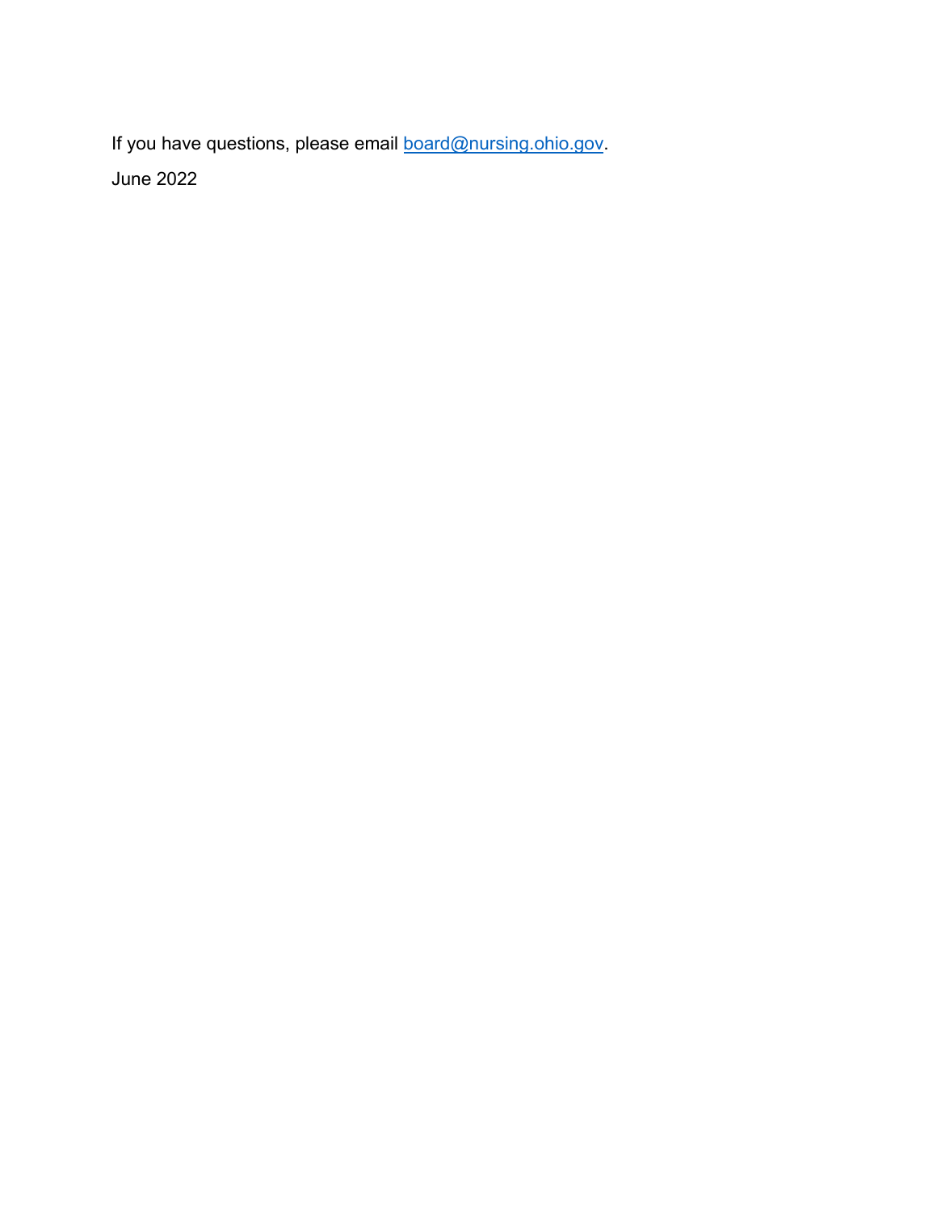If you have questions, please email [board@nursing.ohio.gov](mailto:board@nursing.ohio.gov).

June 2022